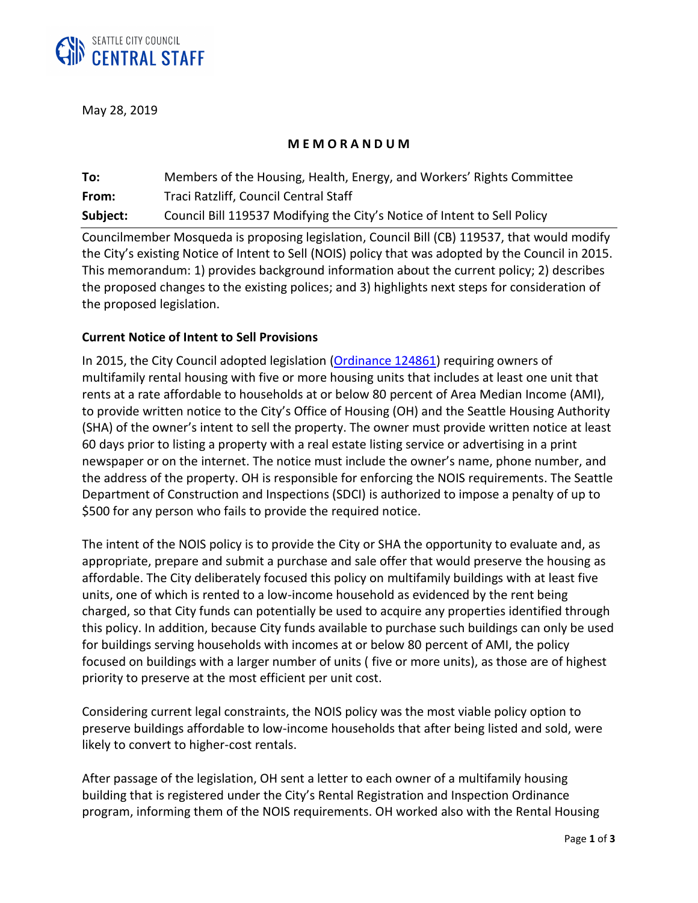SEATTLE CITY COUNCIL
**CENTRAL STAFF**

May 28, 2019

**M E M O R A N D U M**

**To:** Members of the Housing, Health, Energy, and Workers' Rights Committee
**From:** Traci Ratzliff, Council Central Staff
**Subject:** Council Bill 119537 Modifying the City's Notice of Intent to Sell Policy

Councilmember Mosqueda is proposing legislation, Council Bill (CB) 119537, that would modify the City's existing Notice of Intent to Sell (NOIS) policy that was adopted by the Council in 2015. This memorandum: 1) provides background information about the current policy; 2) describes the proposed changes to the existing polices; and 3) highlights next steps for consideration of the proposed legislation.

**Current Notice of Intent to Sell Provisions**

In 2015, the City Council adopted legislation (Ordinance 124861) requiring owners of multifamily rental housing with five or more housing units that includes at least one unit that rents at a rate affordable to households at or below 80 percent of Area Median Income (AMI), to provide written notice to the City's Office of Housing (OH) and the Seattle Housing Authority (SHA) of the owner's intent to sell the property. The owner must provide written notice at least 60 days prior to listing a property with a real estate listing service or advertising in a print newspaper or on the internet. The notice must include the owner's name, phone number, and the address of the property. OH is responsible for enforcing the NOIS requirements. The Seattle Department of Construction and Inspections (SDCI) is authorized to impose a penalty of up to $500 for any person who fails to provide the required notice.

The intent of the NOIS policy is to provide the City or SHA the opportunity to evaluate and, as appropriate, prepare and submit a purchase and sale offer that would preserve the housing as affordable. The City deliberately focused this policy on multifamily buildings with at least five units, one of which is rented to a low-income household as evidenced by the rent being charged, so that City funds can potentially be used to acquire any properties identified through this policy. In addition, because City funds available to purchase such buildings can only be used for buildings serving households with incomes at or below 80 percent of AMI, the policy focused on buildings with a larger number of units ( five or more units), as those are of highest priority to preserve at the most efficient per unit cost.

Considering current legal constraints, the NOIS policy was the most viable policy option to preserve buildings affordable to low-income households that after being listed and sold, were likely to convert to higher-cost rentals.

After passage of the legislation, OH sent a letter to each owner of a multifamily housing building that is registered under the City's Rental Registration and Inspection Ordinance program, informing them of the NOIS requirements. OH worked also with the Rental Housing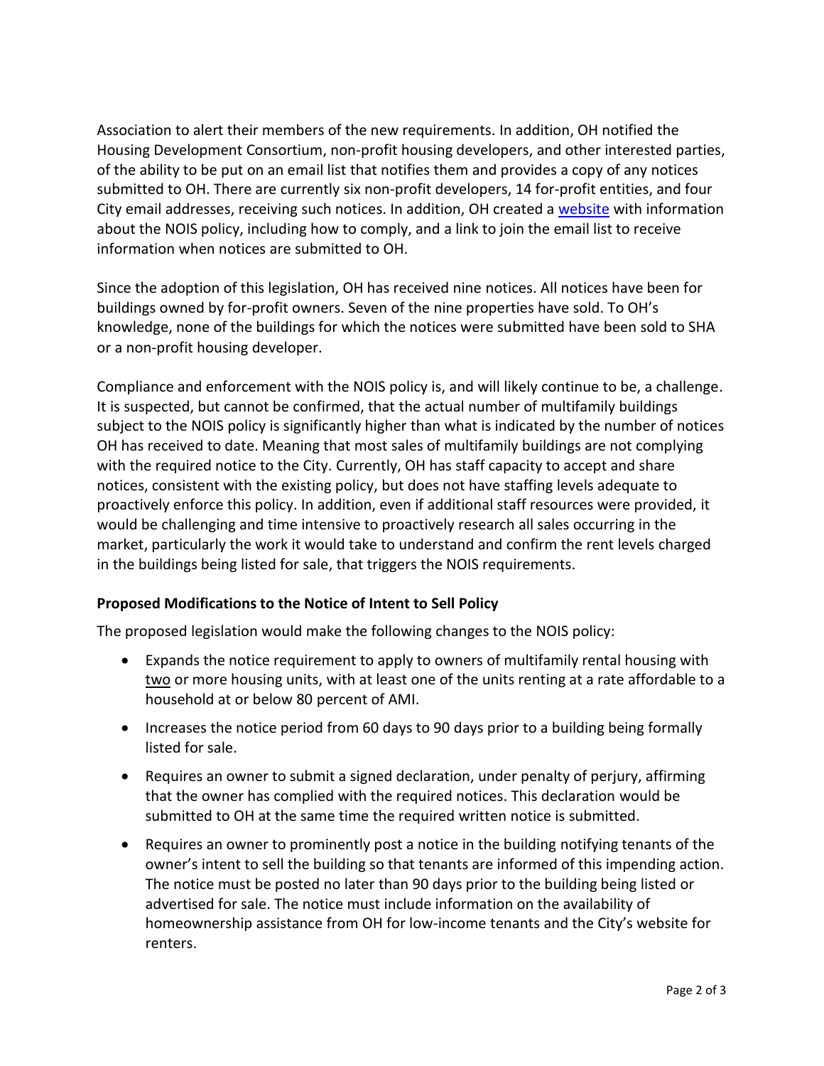Association to alert their members of the new requirements. In addition, OH notified the Housing Development Consortium, non-profit housing developers, and other interested parties, of the ability to be put on an email list that notifies them and provides a copy of any notices submitted to OH. There are currently six non-profit developers, 14 for-profit entities, and four City email addresses, receiving such notices. In addition, OH created a website with information about the NOIS policy, including how to comply, and a link to join the email list to receive information when notices are submitted to OH.

Since the adoption of this legislation, OH has received nine notices. All notices have been for buildings owned by for-profit owners. Seven of the nine properties have sold. To OH's knowledge, none of the buildings for which the notices were submitted have been sold to SHA or a non-profit housing developer.

Compliance and enforcement with the NOIS policy is, and will likely continue to be, a challenge. It is suspected, but cannot be confirmed, that the actual number of multifamily buildings subject to the NOIS policy is significantly higher than what is indicated by the number of notices OH has received to date. Meaning that most sales of multifamily buildings are not complying with the required notice to the City. Currently, OH has staff capacity to accept and share notices, consistent with the existing policy, but does not have staffing levels adequate to proactively enforce this policy. In addition, even if additional staff resources were provided, it would be challenging and time intensive to proactively research all sales occurring in the market, particularly the work it would take to understand and confirm the rent levels charged in the buildings being listed for sale, that triggers the NOIS requirements.

**Proposed Modifications to the Notice of Intent to Sell Policy**

The proposed legislation would make the following changes to the NOIS policy:

- Expands the notice requirement to apply to owners of multifamily rental housing with two or more housing units, with at least one of the units renting at a rate affordable to a household at or below 80 percent of AMI.
- Increases the notice period from 60 days to 90 days prior to a building being formally listed for sale.
- Requires an owner to submit a signed declaration, under penalty of perjury, affirming that the owner has complied with the required notices. This declaration would be submitted to OH at the same time the required written notice is submitted.
- Requires an owner to prominently post a notice in the building notifying tenants of the owner's intent to sell the building so that tenants are informed of this impending action. The notice must be posted no later than 90 days prior to the building being listed or advertised for sale. The notice must include information on the availability of homeownership assistance from OH for low-income tenants and the City's website for renters.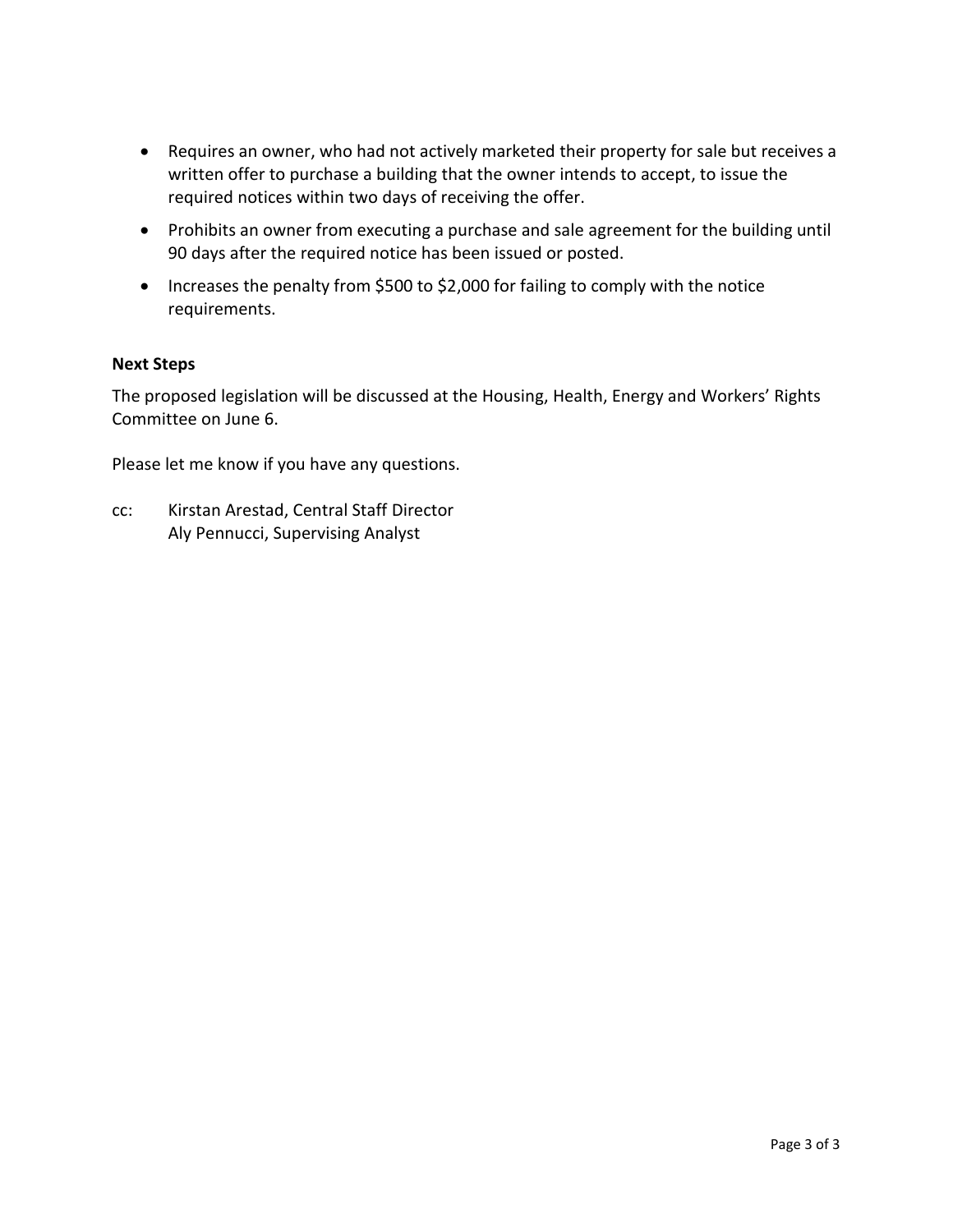- Requires an owner, who had not actively marketed their property for sale but receives a written offer to purchase a building that the owner intends to accept, to issue the required notices within two days of receiving the offer.
- Prohibits an owner from executing a purchase and sale agreement for the building until 90 days after the required notice has been issued or posted.
- Increases the penalty from $500 to $2,000 for failing to comply with the notice requirements.

**Next Steps**

The proposed legislation will be discussed at the Housing, Health, Energy and Workers' Rights Committee on June 6.

Please let me know if you have any questions.

cc: Kirstan Arestad, Central Staff Director
 Aly Pennucci, Supervising Analyst